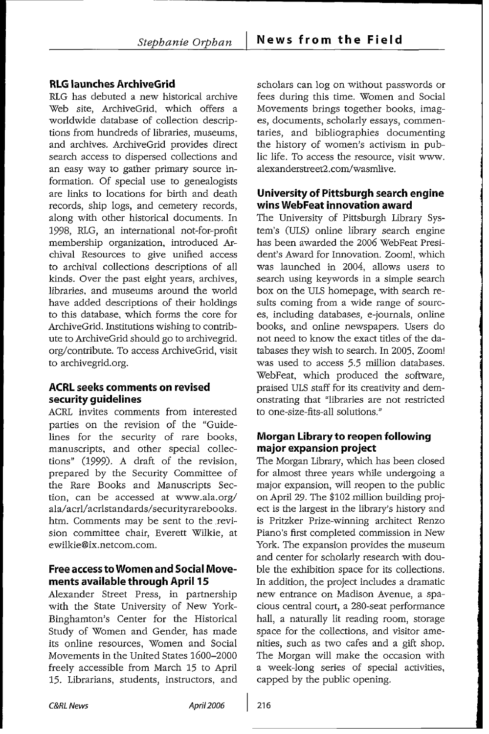## RLG launches ArchiveGrid

RLG has debuted a new historical archive Web site, ArchiveGrid, which offers a worldwide database of collection descriptions from hundreds of libraries, museums, and archives. ArchiveGrid provides direct search access to dispersed collections and an easy way to gather primary source information. Of special use to genealogists are links to locations for birth and death records, ship logs, and cemetery records, along with other historical documents. In 1998, RLG, an international not-for-profit membership organization, introduced Archival Resources to give unified access to archival collections descriptions of all kinds. Over the past eight years, archives, libraries, and museums around the world have added descriptions of their holdings to this database, which forms the core for ArchiveGrid. Institutions wishing to contribute to ArchiveGrid should go to archivegrid.org/contribute. To access ArchiveGrid, visit to archivegrid.org.

## ACRL seeks comments on revised security guidelines

ACRL invites comments from interested parties on the revision of the "Guidelines for the security of rare books, manuscripts, and other special collections" (1999). A draft of the revision, prepared by the Security Committee of the Rare Books and Manuscripts Section, can be accessed at www.ala.org/ala/acrl/acrlstandards/securityrarebooks.htm. Comments may be sent to the revision committee chair, Everett Wilkie, at ewilkie@ix.netcom.com.

## Free access to Women and Social Movements available through April 15

Alexander Street Press, in partnership with the State University of New York-Binghamton's Center for the Historical Study of Women and Gender, has made its online resources, Women and Social Movements in the United States 1600–2000 freely accessible from March 15 to April 15. Librarians, students, instructors, and scholars can log on without passwords or fees during this time. Women and Social Movements brings together books, images, documents, scholarly essays, commentaries, and bibliographies documenting the history of women's activism in public life. To access the resource, visit www.alexanderstreet2.com/wasmlive.

## University of Pittsburgh search engine wins WebFeat innovation award

The University of Pittsburgh Library System's (ULS) online library search engine has been awarded the 2006 WebFeat President's Award for Innovation. Zoom!, which was launched in 2004, allows users to search using keywords in a simple search box on the ULS homepage, with search results coming from a wide range of sources, including databases, e-journals, online books, and online newspapers. Users do not need to know the exact titles of the databases they wish to search. In 2005, Zoom! was used to access 5.5 million databases. WebFeat, which produced the software, praised ULS staff for its creativity and demonstrating that "libraries are not restricted to one-size-fits-all solutions."

## Morgan Library to reopen following major expansion project

The Morgan Library, which has been closed for almost three years while undergoing a major expansion, will reopen to the public on April 29. The $102 million building project is the largest in the library's history and is Pritzker Prize-winning architect Renzo Piano's first completed commission in New York. The expansion provides the museum and center for scholarly research with double the exhibition space for its collections. In addition, the project includes a dramatic new entrance on Madison Avenue, a spacious central court, a 280-seat performance hall, a naturally lit reading room, storage space for the collections, and visitor amenities, such as two cafes and a gift shop. The Morgan will make the occasion with a week-long series of special activities, capped by the public opening.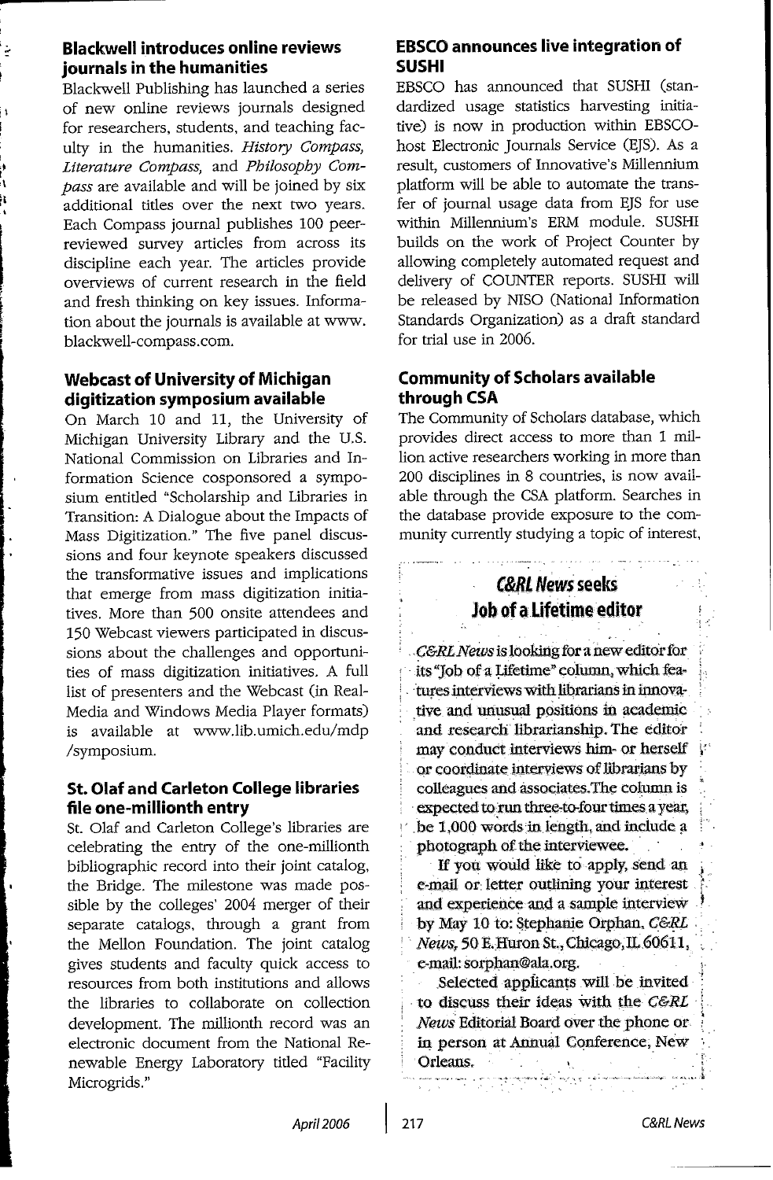### Blackwell introduces online reviews journals in the humanities

Blackwell Publishing has launched a series of new online reviews journals designed for researchers, students, and teaching faculty in the humanities. *History Compass, Literature Compass,* and *Philosophy Compass* are available and will be joined by six additional titles over the next two years. Each Compass journal publishes 100 peer-reviewed survey articles from across its discipline each year. The articles provide overviews of current research in the field and fresh thinking on key issues. Information about the journals is available at www.blackwell-compass.com.

### Webcast of University of Michigan digitization symposium available

On March 10 and 11, the University of Michigan University Library and the U.S. National Commission on Libraries and Information Science cosponsored a symposium entitled "Scholarship and Libraries in Transition: A Dialogue about the Impacts of Mass Digitization." The five panel discussions and four keynote speakers discussed the transformative issues and implications that emerge from mass digitization initiatives. More than 500 onsite attendees and 150 Webcast viewers participated in discussions about the challenges and opportunities of mass digitization initiatives. A full list of presenters and the Webcast (in RealMedia and Windows Media Player formats) is available at www.lib.umich.edu/mdp/symposium.

### St. Olaf and Carleton College libraries file one-millionth entry

St. Olaf and Carleton College's libraries are celebrating the entry of the one-millionth bibliographic record into their joint catalog, the Bridge. The milestone was made possible by the colleges' 2004 merger of their separate catalogs, through a grant from the Mellon Foundation. The joint catalog gives students and faculty quick access to resources from both institutions and allows the libraries to collaborate on collection development. The millionth record was an electronic document from the National Renewable Energy Laboratory titled "Facility Microgrids."

### EBSCO announces live integration of SUSHI

EBSCO has announced that SUSHI (standardized usage statistics harvesting initiative) is now in production within EBSCOhost Electronic Journals Service (EJS). As a result, customers of Innovative's Millennium platform will be able to automate the transfer of journal usage data from EJS for use within Millennium's ERM module. SUSHI builds on the work of Project Counter by allowing completely automated request and delivery of COUNTER reports. SUSHI will be released by NISO (National Information Standards Organization) as a draft standard for trial use in 2006.

### Community of Scholars available through CSA

The Community of Scholars database, which provides direct access to more than 1 million active researchers working in more than 200 disciplines in 8 countries, is now available through the CSA platform. Searches in the database provide exposure to the community currently studying a topic of interest,

### *C&RL News* seeks Job of a Lifetime editor

*C&RL News* is looking for a new editor for its "Job of a Lifetime" column, which features interviews with librarians in innovative and unusual positions in academic and research librarianship. The editor may conduct interviews him- or herself or coordinate interviews of librarians by colleagues and associates. The column is expected to run three-to-four times a year, be 1,000 words in length, and include a photograph of the interviewee.

If you would like to apply, send an e-mail or letter outlining your interest and experience and a sample interview by May 10 to: Stephanie Orphan, *C&RL News*, 50 E. Huron St., Chicago, IL 60611, e-mail: sorphan@ala.org.

Selected applicants will be invited to discuss their ideas with the *C&RL News* Editorial Board over the phone or in person at Annual Conference, New Orleans.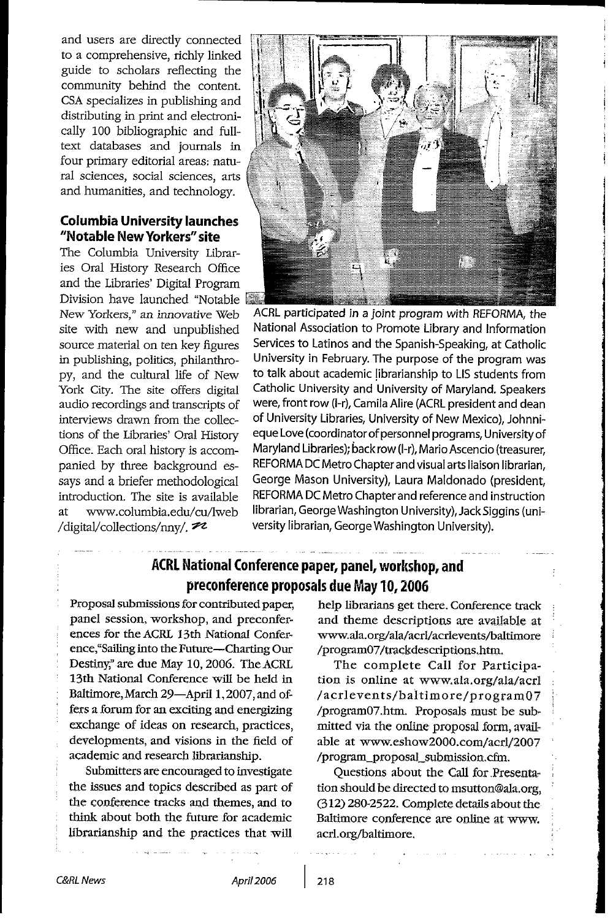and users are directly connected to a comprehensive, richly linked guide to scholars reflecting the community behind the content. CSA specializes in publishing and distributing in print and electronically 100 bibliographic and full-text databases and journals in four primary editorial areas: natural sciences, social sciences, arts and humanities, and technology.

### Columbia University launches "Notable New Yorkers" site

The Columbia University Libraries Oral History Research Office and the Libraries' Digital Program Division have launched "Notable New Yorkers," an innovative Web site with new and unpublished source material on ten key figures in publishing, politics, philanthropy, and the cultural life of New York City. The site offers digital audio recordings and transcripts of interviews drawn from the collections of the Libraries' Oral History Office. Each oral history is accompanied by three background essays and a briefer methodological introduction. The site is available at www.columbia.edu/cu/lweb/digital/collections/nny/.

ACRL participated in a joint program with REFORMA, the National Association to Promote Library and Information Services to Latinos and the Spanish-Speaking, at Catholic University in February. The purpose of the program was to talk about academic librarianship to LIS students from Catholic University and University of Maryland. Speakers were, front row (l-r), Camila Alire (ACRL president and dean of University Libraries, University of New Mexico), Johnnieque Love (coordinator of personnel programs, University of Maryland Libraries); back row (l-r), Mario Ascencio (treasurer, REFORMA DC Metro Chapter and visual arts liaison librarian, George Mason University), Laura Maldonado (president, REFORMA DC Metro Chapter and reference and instruction librarian, George Washington University), Jack Siggins (university librarian, George Washington University).

## ACRL National Conference paper, panel, workshop, and preconference proposals due May 10, 2006

Proposal submissions for contributed paper, panel session, workshop, and preconferences for the ACRL 13th National Conference, "Sailing into the Future—Charting Our Destiny," are due May 10, 2006. The ACRL 13th National Conference will be held in Baltimore, March 29—April 1, 2007, and offers a forum for an exciting and energizing exchange of ideas on research, practices, developments, and visions in the field of academic and research librarianship.

Submitters are encouraged to investigate the issues and topics described as part of the conference tracks and themes, and to think about both the future for academic librarianship and the practices that will help librarians get there. Conference track and theme descriptions are available at www.ala.org/ala/acrl/acrlevents/baltimore/program07/trackdescriptions.htm.

The complete Call for Participation is online at www.ala.org/ala/acrl/acrlevents/baltimore/program07/program07.htm. Proposals must be submitted via the online proposal form, available at www.eshow2000.com/acrl/2007/program_proposal_submission.cfm.

Questions about the Call for Presentation should be directed to msutton@ala.org, (312) 280-2522. Complete details about the Baltimore conference are online at www.acrl.org/baltimore.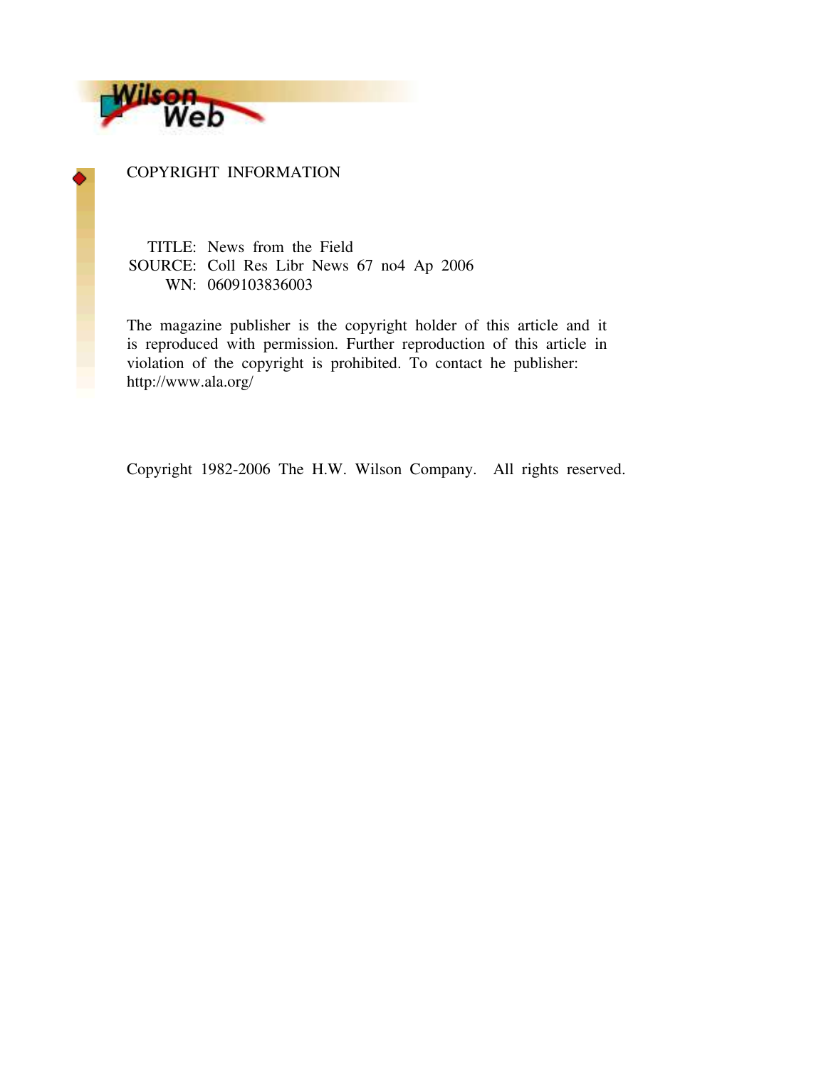COPYRIGHT INFORMATION

TITLE: News from the Field
SOURCE: Coll Res Libr News 67 no4 Ap 2006
WN: 0609103836003

The magazine publisher is the copyright holder of this article and it is reproduced with permission. Further reproduction of this article in violation of the copyright is prohibited. To contact he publisher: http://www.ala.org/

Copyright 1982-2006 The H.W. Wilson Company. All rights reserved.